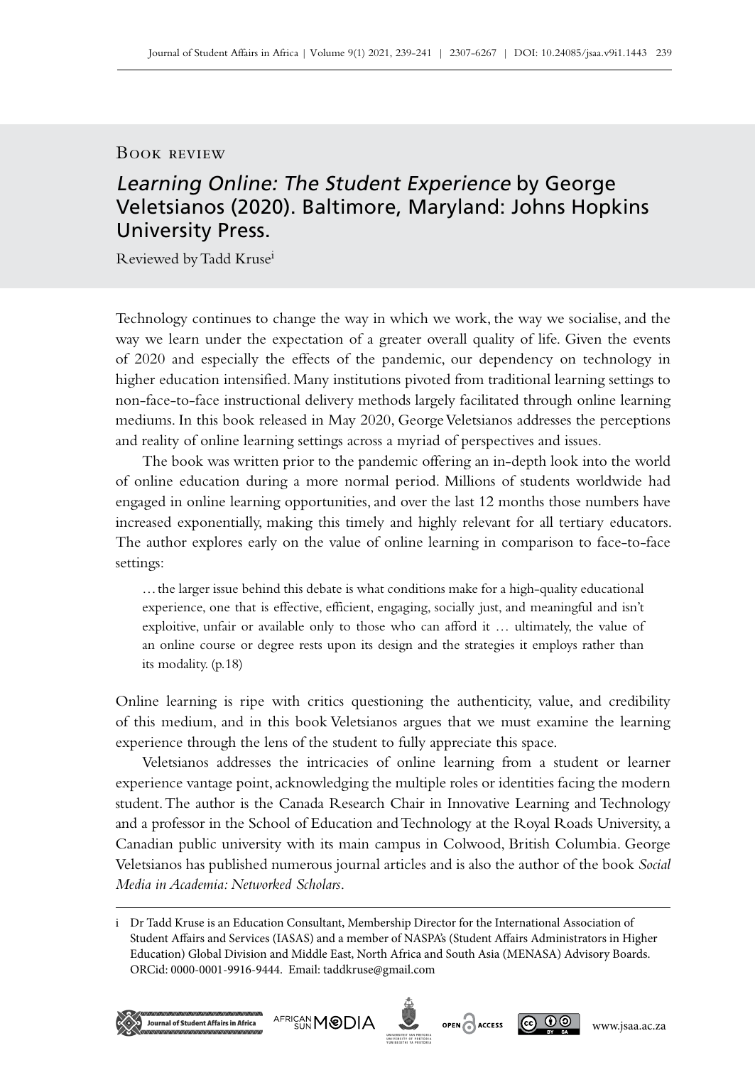Book review

# *Learning Online: The Student Experience* by George Veletsianos (2020). Baltimore, Maryland: Johns Hopkins University Press.

Reviewed by Tadd Kruse[i]

Technology continues to change the way in which we work, the way we socialise, and the way we learn under the expectation of a greater overall quality of life. Given the events of 2020 and especially the effects of the pandemic, our dependency on technology in higher education intensified. Many institutions pivoted from traditional learning settings to non-face-to-face instructional delivery methods largely facilitated through online learning mediums. In this book released in May 2020, George Veletsianos addresses the perceptions and reality of online learning settings across a myriad of perspectives and issues.

The book was written prior to the pandemic offering an in-depth look into the world of online education during a more normal period. Millions of students worldwide had engaged in online learning opportunities, and over the last 12 months those numbers have increased exponentially, making this timely and highly relevant for all tertiary educators. The author explores early on the value of online learning in comparison to face-to-face settings:

> … the larger issue behind this debate is what conditions make for a high-quality educational experience, one that is effective, efficient, engaging, socially just, and meaningful and isn't exploitive, unfair or available only to those who can afford it … ultimately, the value of an online course or degree rests upon its design and the strategies it employs rather than its modality. (p.18)

Online learning is ripe with critics questioning the authenticity, value, and credibility of this medium, and in this book Veletsianos argues that we must examine the learning experience through the lens of the student to fully appreciate this space.

Veletsianos addresses the intricacies of online learning from a student or learner experience vantage point, acknowledging the multiple roles or identities facing the modern student. The author is the Canada Research Chair in Innovative Learning and Technology and a professor in the School of Education and Technology at the Royal Roads University, a Canadian public university with its main campus in Colwood, British Columbia. George Veletsianos has published numerous journal articles and is also the author of the book *Social Media in Academia: Networked Scholars*.

---

i Dr Tadd Kruse is an Education Consultant, Membership Director for the International Association of Student Affairs and Services (IASAS) and a member of NASPA's (Student Affairs Administrators in Higher Education) Global Division and Middle East, North Africa and South Asia (MENASA) Advisory Boards. ORCid: 0000-0001-9916-9444. Email: taddkruse@gmail.com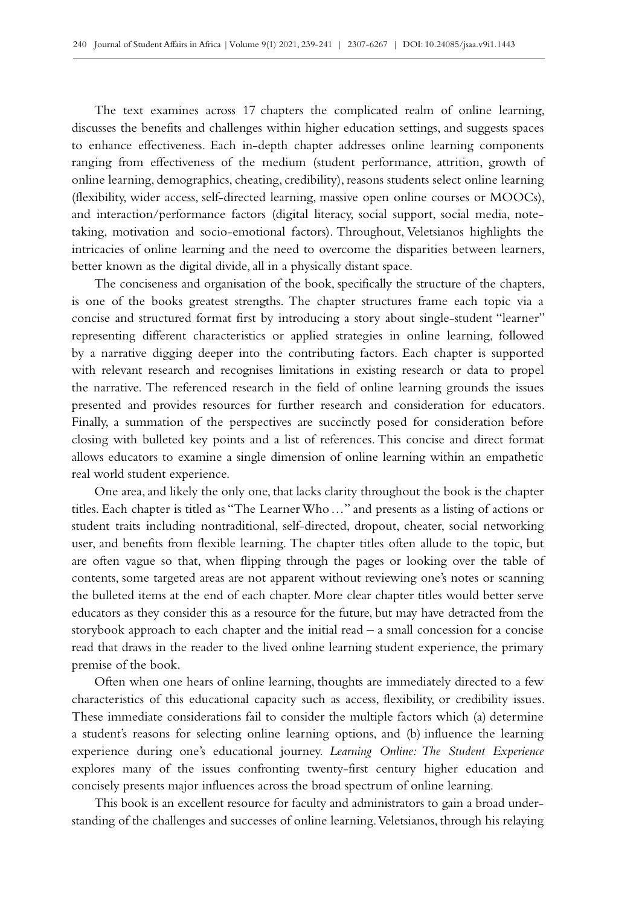The text examines across 17 chapters the complicated realm of online learning, discusses the benefits and challenges within higher education settings, and suggests spaces to enhance effectiveness. Each in-depth chapter addresses online learning components ranging from effectiveness of the medium (student performance, attrition, growth of online learning, demographics, cheating, credibility), reasons students select online learning (flexibility, wider access, self-directed learning, massive open online courses or MOOCs), and interaction/performance factors (digital literacy, social support, social media, note-taking, motivation and socio-emotional factors). Throughout, Veletsianos highlights the intricacies of online learning and the need to overcome the disparities between learners, better known as the digital divide, all in a physically distant space.

The conciseness and organisation of the book, specifically the structure of the chapters, is one of the books greatest strengths. The chapter structures frame each topic via a concise and structured format first by introducing a story about single-student "learner" representing different characteristics or applied strategies in online learning, followed by a narrative digging deeper into the contributing factors. Each chapter is supported with relevant research and recognises limitations in existing research or data to propel the narrative. The referenced research in the field of online learning grounds the issues presented and provides resources for further research and consideration for educators. Finally, a summation of the perspectives are succinctly posed for consideration before closing with bulleted key points and a list of references. This concise and direct format allows educators to examine a single dimension of online learning within an empathetic real world student experience.

One area, and likely the only one, that lacks clarity throughout the book is the chapter titles. Each chapter is titled as "The Learner Who…" and presents as a listing of actions or student traits including nontraditional, self-directed, dropout, cheater, social networking user, and benefits from flexible learning. The chapter titles often allude to the topic, but are often vague so that, when flipping through the pages or looking over the table of contents, some targeted areas are not apparent without reviewing one's notes or scanning the bulleted items at the end of each chapter. More clear chapter titles would better serve educators as they consider this as a resource for the future, but may have detracted from the storybook approach to each chapter and the initial read – a small concession for a concise read that draws in the reader to the lived online learning student experience, the primary premise of the book.

Often when one hears of online learning, thoughts are immediately directed to a few characteristics of this educational capacity such as access, flexibility, or credibility issues. These immediate considerations fail to consider the multiple factors which (a) determine a student's reasons for selecting online learning options, and (b) influence the learning experience during one's educational journey. *Learning Online: The Student Experience* explores many of the issues confronting twenty-first century higher education and concisely presents major influences across the broad spectrum of online learning.

This book is an excellent resource for faculty and administrators to gain a broad understanding of the challenges and successes of online learning. Veletsianos, through his relaying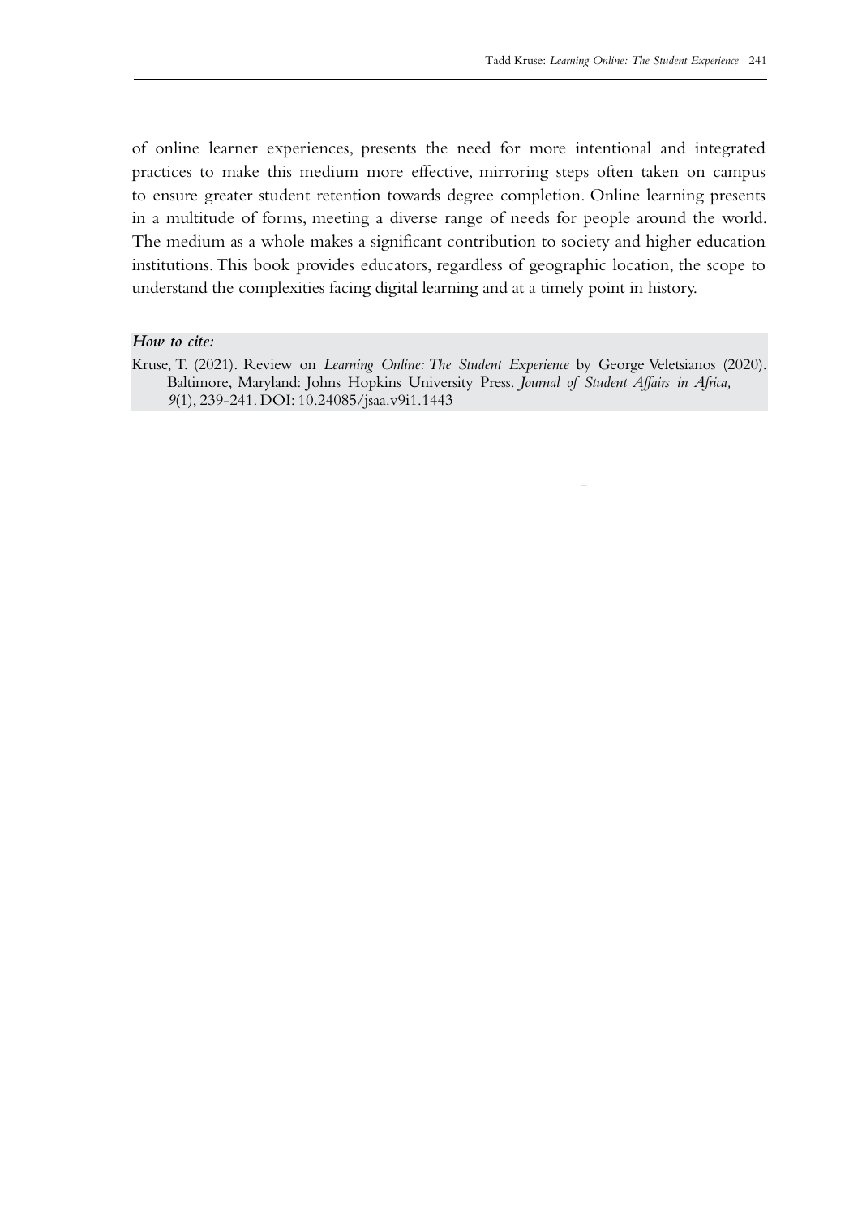of online learner experiences, presents the need for more intentional and integrated practices to make this medium more effective, mirroring steps often taken on campus to ensure greater student retention towards degree completion. Online learning presents in a multitude of forms, meeting a diverse range of needs for people around the world. The medium as a whole makes a significant contribution to society and higher education institutions. This book provides educators, regardless of geographic location, the scope to understand the complexities facing digital learning and at a timely point in history.

***How to cite:***

Kruse, T. (2021). Review on *Learning Online: The Student Experience* by George Veletsianos (2020). Baltimore, Maryland: Johns Hopkins University Press. *Journal of Student Affairs in Africa, 9*(1), 239-241. DOI: 10.24085/jsaa.v9i1.1443